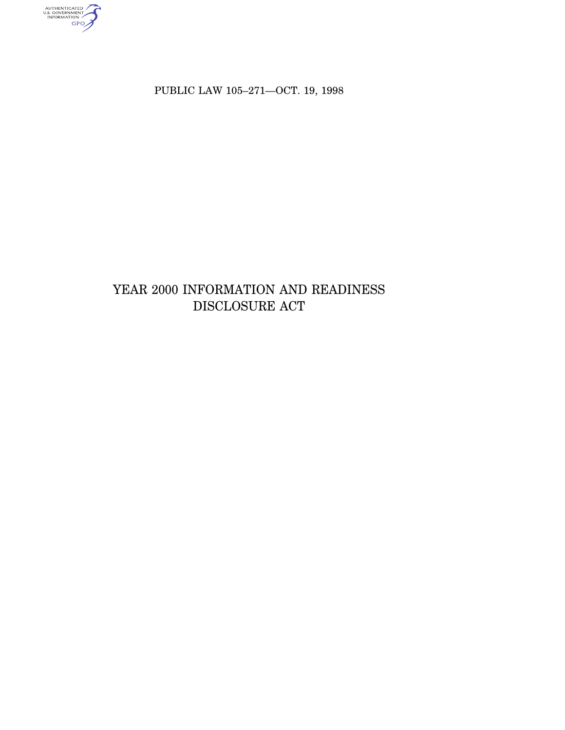PUBLIC LAW 105–271—OCT. 19, 1998

# YEAR 2000 INFORMATION AND READINESS DISCLOSURE ACT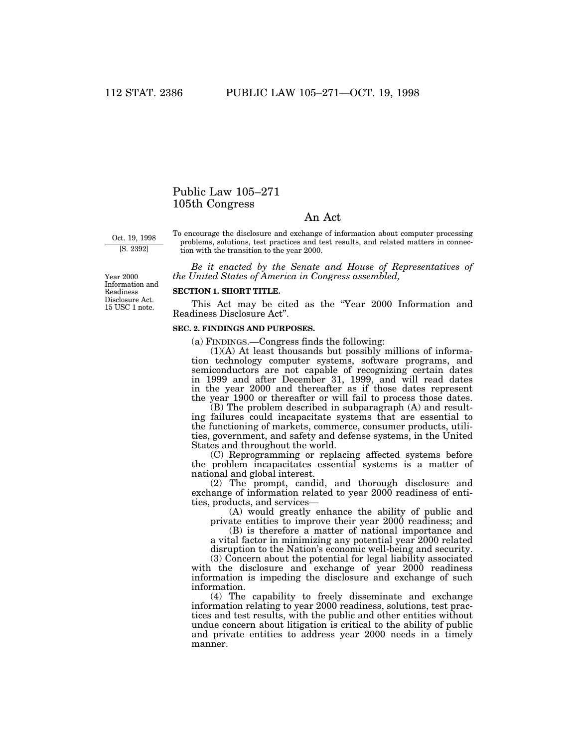# Public Law 105–271
## 105th Congress

### An Act

Oct. 19, 1998
[S. 2392]

To encourage the disclosure and exchange of information about computer processing problems, solutions, test practices and test results, and related matters in connection with the transition to the year 2000.

*Be it enacted by the Senate and House of Representatives of the United States of America in Congress assembled,*

Year 2000 Information and Readiness Disclosure Act. 15 USC 1 note.

**SECTION 1. SHORT TITLE.**

This Act may be cited as the "Year 2000 Information and Readiness Disclosure Act".

**SEC. 2. FINDINGS AND PURPOSES.**

(a) FINDINGS.—Congress finds the following:

(1)(A) At least thousands but possibly millions of information technology computer systems, software programs, and semiconductors are not capable of recognizing certain dates in 1999 and after December 31, 1999, and will read dates in the year 2000 and thereafter as if those dates represent the year 1900 or thereafter or will fail to process those dates.

(B) The problem described in subparagraph (A) and resulting failures could incapacitate systems that are essential to the functioning of markets, commerce, consumer products, utilities, government, and safety and defense systems, in the United States and throughout the world.

(C) Reprogramming or replacing affected systems before the problem incapacitates essential systems is a matter of national and global interest.

(2) The prompt, candid, and thorough disclosure and exchange of information related to year 2000 readiness of entities, products, and services—

(A) would greatly enhance the ability of public and private entities to improve their year 2000 readiness; and

(B) is therefore a matter of national importance and a vital factor in minimizing any potential year 2000 related disruption to the Nation's economic well-being and security.

(3) Concern about the potential for legal liability associated with the disclosure and exchange of year 2000 readiness information is impeding the disclosure and exchange of such information.

(4) The capability to freely disseminate and exchange information relating to year 2000 readiness, solutions, test practices and test results, with the public and other entities without undue concern about litigation is critical to the ability of public and private entities to address year 2000 needs in a timely manner.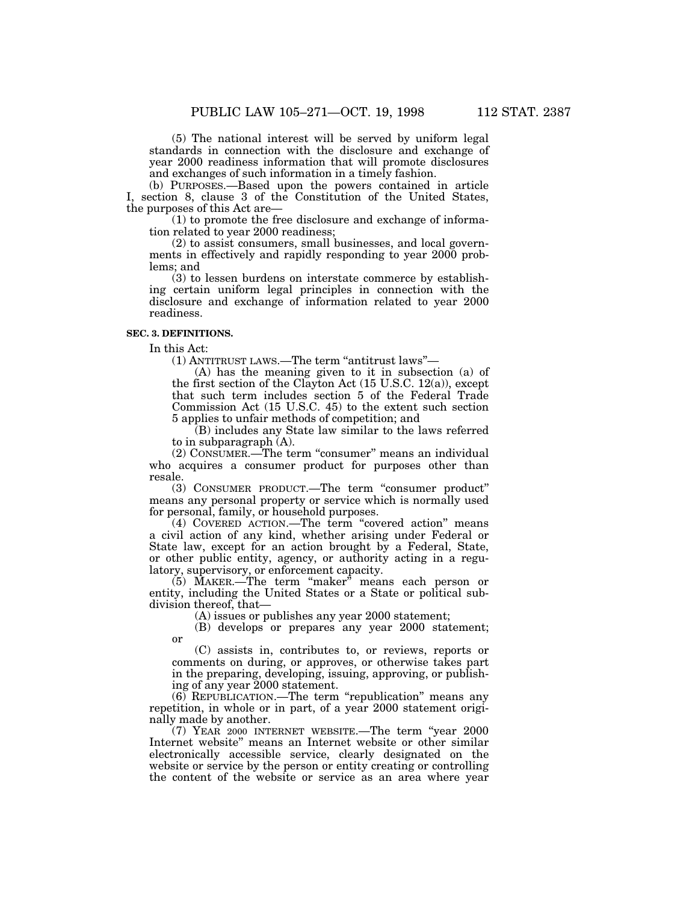(5) The national interest will be served by uniform legal standards in connection with the disclosure and exchange of year 2000 readiness information that will promote disclosures and exchanges of such information in a timely fashion.

(b) PURPOSES.—Based upon the powers contained in article I, section 8, clause 3 of the Constitution of the United States, the purposes of this Act are—

(1) to promote the free disclosure and exchange of information related to year 2000 readiness;

(2) to assist consumers, small businesses, and local governments in effectively and rapidly responding to year 2000 problems; and

(3) to lessen burdens on interstate commerce by establishing certain uniform legal principles in connection with the disclosure and exchange of information related to year 2000 readiness.

**SEC. 3. DEFINITIONS.**

In this Act:

(1) ANTITRUST LAWS.—The term "antitrust laws"—

(A) has the meaning given to it in subsection (a) of the first section of the Clayton Act (15 U.S.C. 12(a)), except that such term includes section 5 of the Federal Trade Commission Act (15 U.S.C. 45) to the extent such section 5 applies to unfair methods of competition; and

(B) includes any State law similar to the laws referred to in subparagraph (A).

(2) CONSUMER.—The term "consumer" means an individual who acquires a consumer product for purposes other than resale.

(3) CONSUMER PRODUCT.—The term "consumer product" means any personal property or service which is normally used for personal, family, or household purposes.

(4) COVERED ACTION.—The term "covered action" means a civil action of any kind, whether arising under Federal or State law, except for an action brought by a Federal, State, or other public entity, agency, or authority acting in a regulatory, supervisory, or enforcement capacity.

(5) MAKER.—The term "maker" means each person or entity, including the United States or a State or political subdivision thereof, that—

(A) issues or publishes any year 2000 statement;

(B) develops or prepares any year 2000 statement; or

(C) assists in, contributes to, or reviews, reports or comments on during, or approves, or otherwise takes part in the preparing, developing, issuing, approving, or publishing of any year 2000 statement.

(6) REPUBLICATION.—The term "republication" means any repetition, in whole or in part, of a year 2000 statement originally made by another.

(7) YEAR 2000 INTERNET WEBSITE.—The term "year 2000 Internet website" means an Internet website or other similar electronically accessible service, clearly designated on the website or service by the person or entity creating or controlling the content of the website or service as an area where year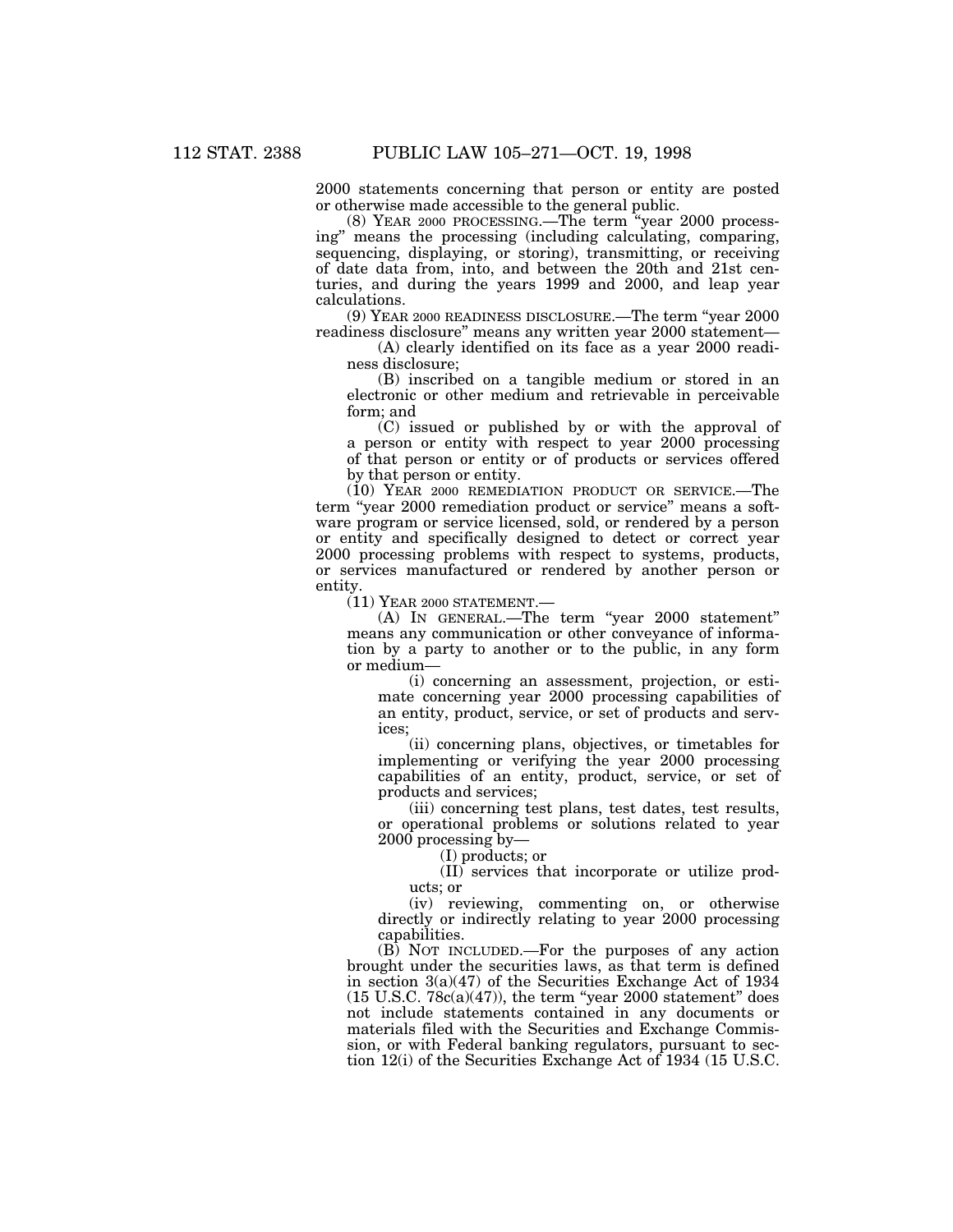2000 statements concerning that person or entity are posted or otherwise made accessible to the general public.

(8) YEAR 2000 PROCESSING.—The term "year 2000 processing" means the processing (including calculating, comparing, sequencing, displaying, or storing), transmitting, or receiving of date data from, into, and between the 20th and 21st centuries, and during the years 1999 and 2000, and leap year calculations.

(9) YEAR 2000 READINESS DISCLOSURE.—The term "year 2000 readiness disclosure" means any written year 2000 statement—

(A) clearly identified on its face as a year 2000 readiness disclosure;

(B) inscribed on a tangible medium or stored in an electronic or other medium and retrievable in perceivable form; and

(C) issued or published by or with the approval of a person or entity with respect to year 2000 processing of that person or entity or of products or services offered by that person or entity.

(10) YEAR 2000 REMEDIATION PRODUCT OR SERVICE.—The term "year 2000 remediation product or service" means a software program or service licensed, sold, or rendered by a person or entity and specifically designed to detect or correct year 2000 processing problems with respect to systems, products, or services manufactured or rendered by another person or entity.

(11) YEAR 2000 STATEMENT.—

(A) IN GENERAL.—The term "year 2000 statement" means any communication or other conveyance of information by a party to another or to the public, in any form or medium—

(i) concerning an assessment, projection, or estimate concerning year 2000 processing capabilities of an entity, product, service, or set of products and services;

(ii) concerning plans, objectives, or timetables for implementing or verifying the year 2000 processing capabilities of an entity, product, service, or set of products and services;

(iii) concerning test plans, test dates, test results, or operational problems or solutions related to year 2000 processing by—

(I) products; or

(II) services that incorporate or utilize products; or

(iv) reviewing, commenting on, or otherwise directly or indirectly relating to year 2000 processing capabilities.

(B) NOT INCLUDED.—For the purposes of any action brought under the securities laws, as that term is defined in section 3(a)(47) of the Securities Exchange Act of 1934 (15 U.S.C. 78c(a)(47)), the term "year 2000 statement" does not include statements contained in any documents or materials filed with the Securities and Exchange Commission, or with Federal banking regulators, pursuant to section 12(i) of the Securities Exchange Act of 1934 (15 U.S.C.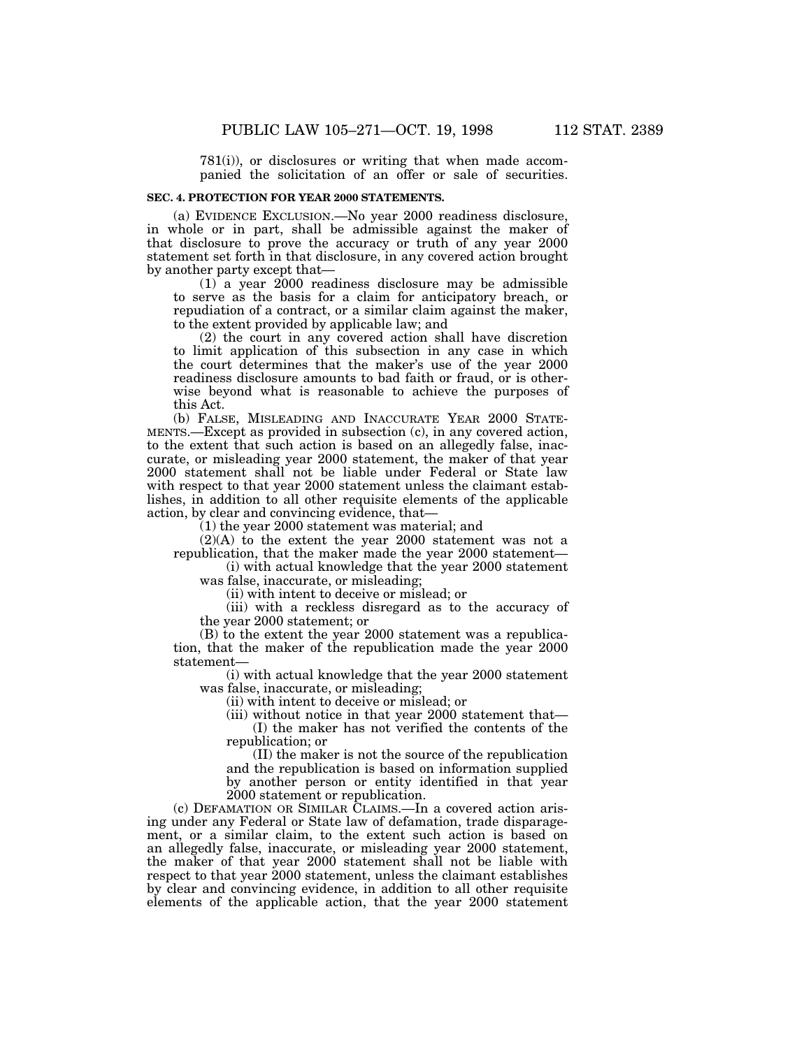781(i)), or disclosures or writing that when made accompanied the solicitation of an offer or sale of securities.

**SEC. 4. PROTECTION FOR YEAR 2000 STATEMENTS.**

(a) EVIDENCE EXCLUSION.—No year 2000 readiness disclosure, in whole or in part, shall be admissible against the maker of that disclosure to prove the accuracy or truth of any year 2000 statement set forth in that disclosure, in any covered action brought by another party except that—

(1) a year 2000 readiness disclosure may be admissible to serve as the basis for a claim for anticipatory breach, or repudiation of a contract, or a similar claim against the maker, to the extent provided by applicable law; and

(2) the court in any covered action shall have discretion to limit application of this subsection in any case in which the court determines that the maker's use of the year 2000 readiness disclosure amounts to bad faith or fraud, or is otherwise beyond what is reasonable to achieve the purposes of this Act.

(b) FALSE, MISLEADING AND INACCURATE YEAR 2000 STATEMENTS.—Except as provided in subsection (c), in any covered action, to the extent that such action is based on an allegedly false, inaccurate, or misleading year 2000 statement, the maker of that year 2000 statement shall not be liable under Federal or State law with respect to that year 2000 statement unless the claimant establishes, in addition to all other requisite elements of the applicable action, by clear and convincing evidence, that—

(1) the year 2000 statement was material; and

(2)(A) to the extent the year 2000 statement was not a republication, that the maker made the year 2000 statement—

(i) with actual knowledge that the year 2000 statement was false, inaccurate, or misleading;

(ii) with intent to deceive or mislead; or

(iii) with a reckless disregard as to the accuracy of the year 2000 statement; or

(B) to the extent the year 2000 statement was a republication, that the maker of the republication made the year 2000 statement—

(i) with actual knowledge that the year 2000 statement was false, inaccurate, or misleading;

(ii) with intent to deceive or mislead; or

(iii) without notice in that year 2000 statement that—

(I) the maker has not verified the contents of the republication; or

(II) the maker is not the source of the republication and the republication is based on information supplied by another person or entity identified in that year 2000 statement or republication.

(c) DEFAMATION OR SIMILAR CLAIMS.—In a covered action arising under any Federal or State law of defamation, trade disparagement, or a similar claim, to the extent such action is based on an allegedly false, inaccurate, or misleading year 2000 statement, the maker of that year 2000 statement shall not be liable with respect to that year 2000 statement, unless the claimant establishes by clear and convincing evidence, in addition to all other requisite elements of the applicable action, that the year 2000 statement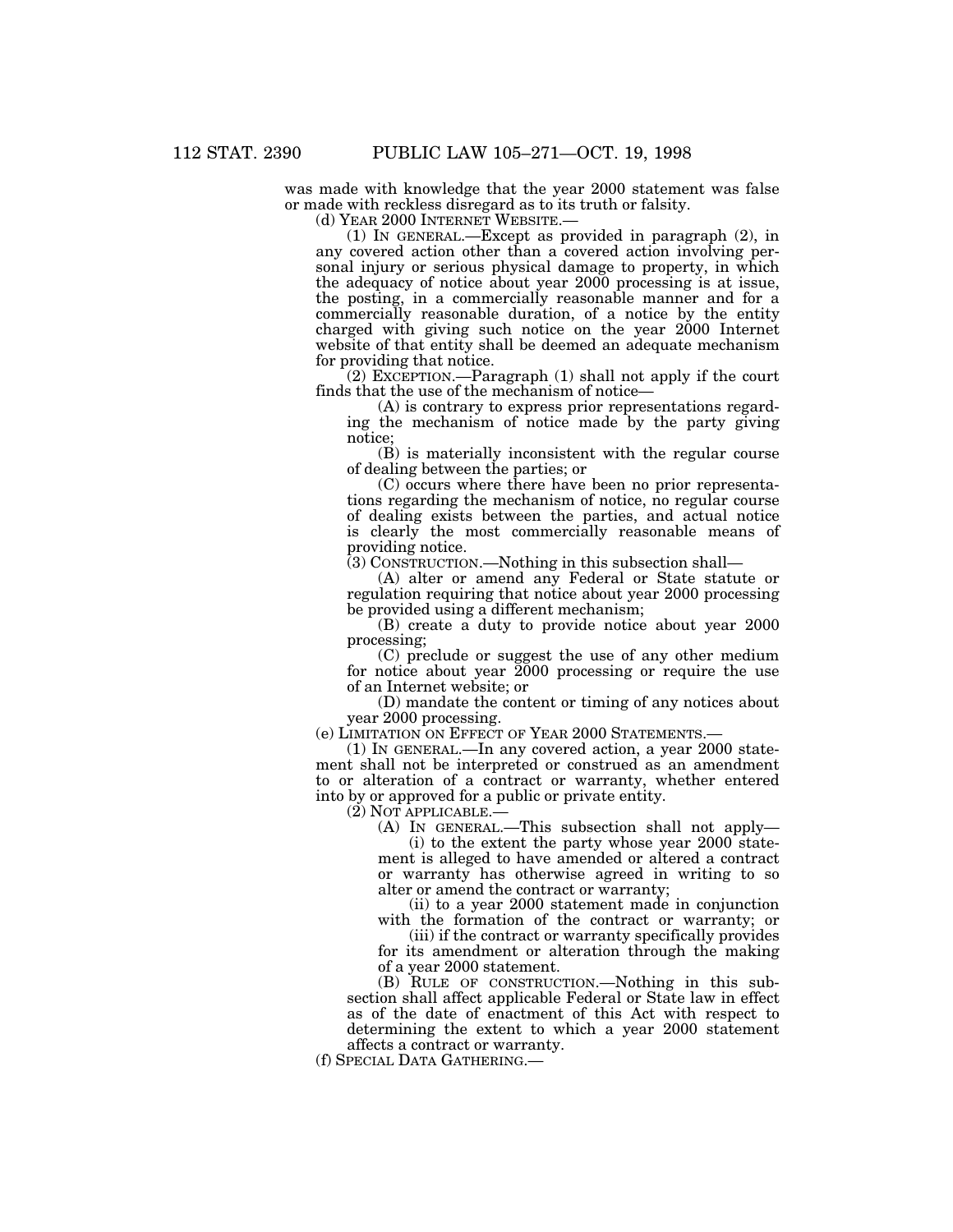was made with knowledge that the year 2000 statement was false or made with reckless disregard as to its truth or falsity.

(d) YEAR 2000 INTERNET WEBSITE.—

(1) IN GENERAL.—Except as provided in paragraph (2), in any covered action other than a covered action involving personal injury or serious physical damage to property, in which the adequacy of notice about year 2000 processing is at issue, the posting, in a commercially reasonable manner and for a commercially reasonable duration, of a notice by the entity charged with giving such notice on the year 2000 Internet website of that entity shall be deemed an adequate mechanism for providing that notice.

(2) EXCEPTION.—Paragraph (1) shall not apply if the court finds that the use of the mechanism of notice—

(A) is contrary to express prior representations regarding the mechanism of notice made by the party giving notice;

(B) is materially inconsistent with the regular course of dealing between the parties; or

(C) occurs where there have been no prior representations regarding the mechanism of notice, no regular course of dealing exists between the parties, and actual notice is clearly the most commercially reasonable means of providing notice.

(3) CONSTRUCTION.—Nothing in this subsection shall—

(A) alter or amend any Federal or State statute or regulation requiring that notice about year 2000 processing be provided using a different mechanism;

(B) create a duty to provide notice about year 2000 processing;

(C) preclude or suggest the use of any other medium for notice about year 2000 processing or require the use of an Internet website; or

(D) mandate the content or timing of any notices about year 2000 processing.

(e) LIMITATION ON EFFECT OF YEAR 2000 STATEMENTS.—

(1) IN GENERAL.—In any covered action, a year 2000 statement shall not be interpreted or construed as an amendment to or alteration of a contract or warranty, whether entered into by or approved for a public or private entity.

(2) NOT APPLICABLE.—

(A) IN GENERAL.—This subsection shall not apply—

(i) to the extent the party whose year 2000 statement is alleged to have amended or altered a contract or warranty has otherwise agreed in writing to so alter or amend the contract or warranty;

(ii) to a year 2000 statement made in conjunction with the formation of the contract or warranty; or

(iii) if the contract or warranty specifically provides for its amendment or alteration through the making of a year 2000 statement.

(B) RULE OF CONSTRUCTION.—Nothing in this subsection shall affect applicable Federal or State law in effect as of the date of enactment of this Act with respect to determining the extent to which a year 2000 statement affects a contract or warranty.

(f) SPECIAL DATA GATHERING.—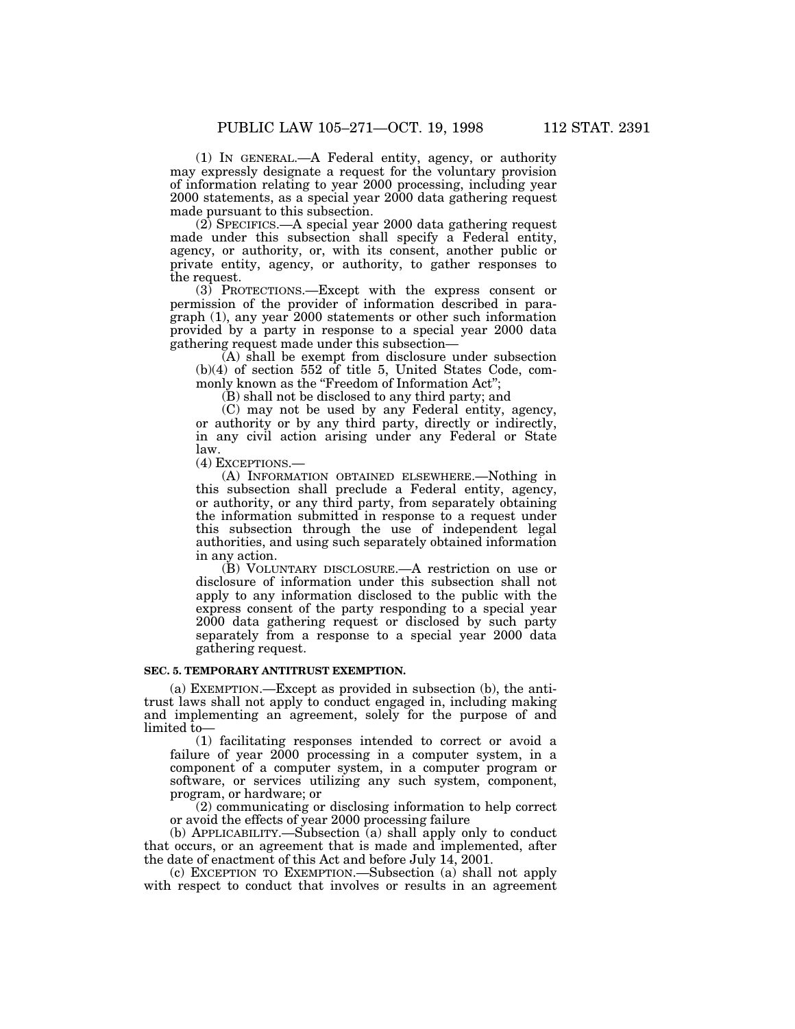(1) IN GENERAL.—A Federal entity, agency, or authority may expressly designate a request for the voluntary provision of information relating to year 2000 processing, including year 2000 statements, as a special year 2000 data gathering request made pursuant to this subsection.

(2) SPECIFICS.—A special year 2000 data gathering request made under this subsection shall specify a Federal entity, agency, or authority, or, with its consent, another public or private entity, agency, or authority, to gather responses to the request.

(3) PROTECTIONS.—Except with the express consent or permission of the provider of information described in paragraph (1), any year 2000 statements or other such information provided by a party in response to a special year 2000 data gathering request made under this subsection—

(A) shall be exempt from disclosure under subsection (b)(4) of section 552 of title 5, United States Code, commonly known as the "Freedom of Information Act";

(B) shall not be disclosed to any third party; and

(C) may not be used by any Federal entity, agency, or authority or by any third party, directly or indirectly, in any civil action arising under any Federal or State law.

(4) EXCEPTIONS.—

(A) INFORMATION OBTAINED ELSEWHERE.—Nothing in this subsection shall preclude a Federal entity, agency, or authority, or any third party, from separately obtaining the information submitted in response to a request under this subsection through the use of independent legal authorities, and using such separately obtained information in any action.

(B) VOLUNTARY DISCLOSURE.—A restriction on use or disclosure of information under this subsection shall not apply to any information disclosed to the public with the express consent of the party responding to a special year 2000 data gathering request or disclosed by such party separately from a response to a special year 2000 data gathering request.

**SEC. 5. TEMPORARY ANTITRUST EXEMPTION.**

(a) EXEMPTION.—Except as provided in subsection (b), the antitrust laws shall not apply to conduct engaged in, including making and implementing an agreement, solely for the purpose of and limited to—

(1) facilitating responses intended to correct or avoid a failure of year 2000 processing in a computer system, in a component of a computer system, in a computer program or software, or services utilizing any such system, component, program, or hardware; or

(2) communicating or disclosing information to help correct or avoid the effects of year 2000 processing failure

(b) APPLICABILITY.—Subsection (a) shall apply only to conduct that occurs, or an agreement that is made and implemented, after the date of enactment of this Act and before July 14, 2001.

(c) EXCEPTION TO EXEMPTION.—Subsection (a) shall not apply with respect to conduct that involves or results in an agreement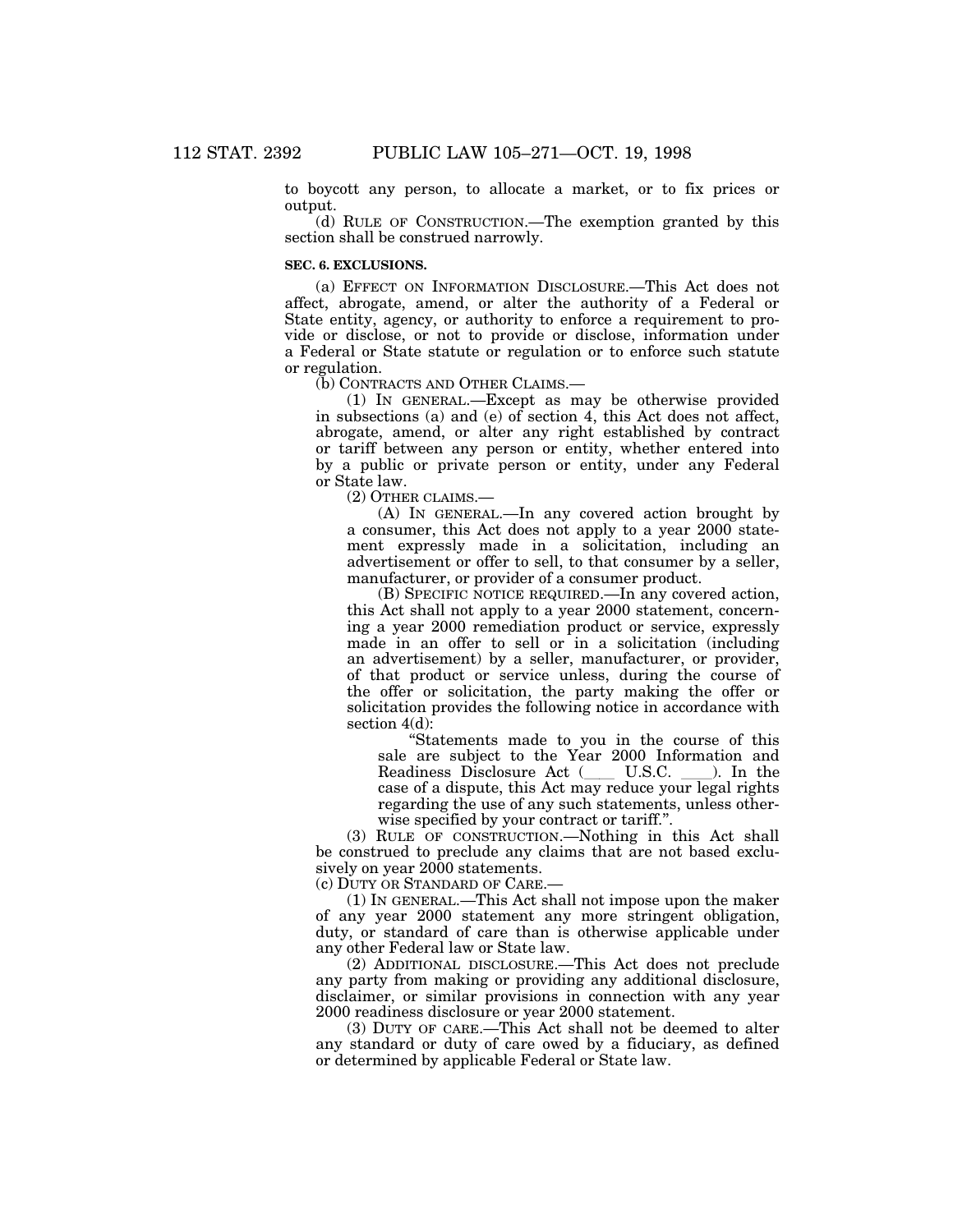to boycott any person, to allocate a market, or to fix prices or output.

(d) RULE OF CONSTRUCTION.—The exemption granted by this section shall be construed narrowly.

**SEC. 6. EXCLUSIONS.**

(a) EFFECT ON INFORMATION DISCLOSURE.—This Act does not affect, abrogate, amend, or alter the authority of a Federal or State entity, agency, or authority to enforce a requirement to provide or disclose, or not to provide or disclose, information under a Federal or State statute or regulation or to enforce such statute or regulation.

(b) CONTRACTS AND OTHER CLAIMS.—

(1) IN GENERAL.—Except as may be otherwise provided in subsections (a) and (e) of section 4, this Act does not affect, abrogate, amend, or alter any right established by contract or tariff between any person or entity, whether entered into by a public or private person or entity, under any Federal or State law.

(2) OTHER CLAIMS.—

(A) IN GENERAL.—In any covered action brought by a consumer, this Act does not apply to a year 2000 statement expressly made in a solicitation, including an advertisement or offer to sell, to that consumer by a seller, manufacturer, or provider of a consumer product.

(B) SPECIFIC NOTICE REQUIRED.—In any covered action, this Act shall not apply to a year 2000 statement, concerning a year 2000 remediation product or service, expressly made in an offer to sell or in a solicitation (including an advertisement) by a seller, manufacturer, or provider, of that product or service unless, during the course of the offer or solicitation, the party making the offer or solicitation provides the following notice in accordance with section 4(d):

"Statements made to you in the course of this sale are subject to the Year 2000 Information and Readiness Disclosure Act (\_\_\_\_ U.S.C. \_\_\_\_). In the case of a dispute, this Act may reduce your legal rights regarding the use of any such statements, unless otherwise specified by your contract or tariff.".

(3) RULE OF CONSTRUCTION.—Nothing in this Act shall be construed to preclude any claims that are not based exclusively on year 2000 statements.

(c) DUTY OR STANDARD OF CARE.—

(1) IN GENERAL.—This Act shall not impose upon the maker of any year 2000 statement any more stringent obligation, duty, or standard of care than is otherwise applicable under any other Federal law or State law.

(2) ADDITIONAL DISCLOSURE.—This Act does not preclude any party from making or providing any additional disclosure, disclaimer, or similar provisions in connection with any year 2000 readiness disclosure or year 2000 statement.

(3) DUTY OF CARE.—This Act shall not be deemed to alter any standard or duty of care owed by a fiduciary, as defined or determined by applicable Federal or State law.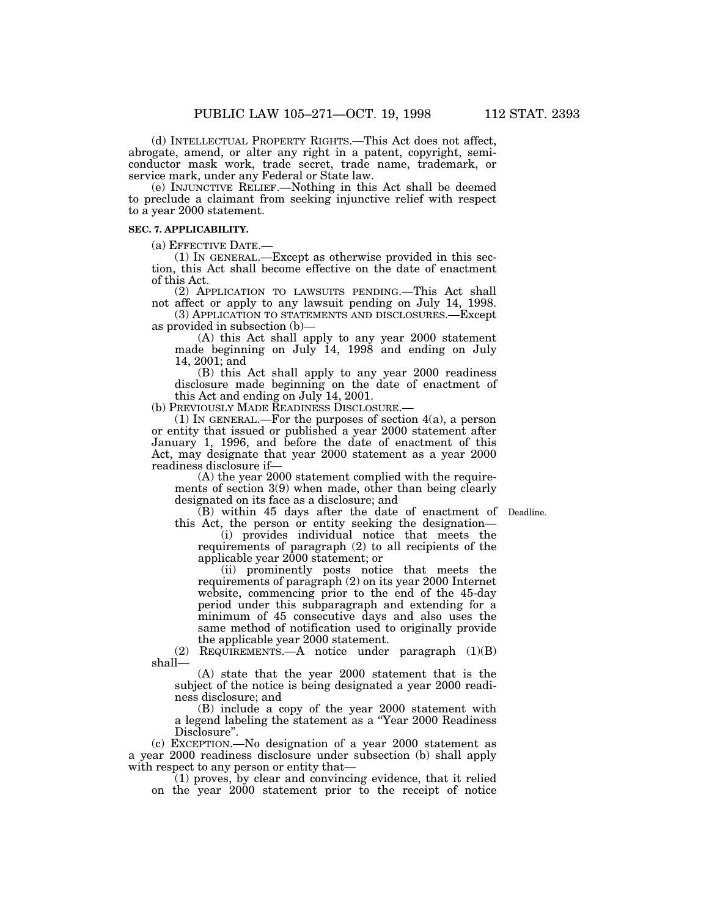(d) INTELLECTUAL PROPERTY RIGHTS.—This Act does not affect, abrogate, amend, or alter any right in a patent, copyright, semiconductor mask work, trade secret, trade name, trademark, or service mark, under any Federal or State law.

(e) INJUNCTIVE RELIEF.—Nothing in this Act shall be deemed to preclude a claimant from seeking injunctive relief with respect to a year 2000 statement.

**SEC. 7. APPLICABILITY.**

(a) EFFECTIVE DATE.—

(1) IN GENERAL.—Except as otherwise provided in this section, this Act shall become effective on the date of enactment of this Act.

(2) APPLICATION TO LAWSUITS PENDING.—This Act shall not affect or apply to any lawsuit pending on July 14, 1998.

(3) APPLICATION TO STATEMENTS AND DISCLOSURES.—Except as provided in subsection (b)—

(A) this Act shall apply to any year 2000 statement made beginning on July 14, 1998 and ending on July 14, 2001; and

(B) this Act shall apply to any year 2000 readiness disclosure made beginning on the date of enactment of this Act and ending on July 14, 2001.

(b) PREVIOUSLY MADE READINESS DISCLOSURE.—

(1) IN GENERAL.—For the purposes of section 4(a), a person or entity that issued or published a year 2000 statement after January 1, 1996, and before the date of enactment of this Act, may designate that year 2000 statement as a year 2000 readiness disclosure if—

(A) the year 2000 statement complied with the requirements of section 3(9) when made, other than being clearly designated on its face as a disclosure; and

(B) within 45 days after the date of enactment of this Act, the person or entity seeking the designation—

Deadline.

(i) provides individual notice that meets the requirements of paragraph (2) to all recipients of the applicable year 2000 statement; or

(ii) prominently posts notice that meets the requirements of paragraph (2) on its year 2000 Internet website, commencing prior to the end of the 45-day period under this subparagraph and extending for a minimum of 45 consecutive days and also uses the same method of notification used to originally provide the applicable year 2000 statement.

(2) REQUIREMENTS.—A notice under paragraph (1)(B) shall—

(A) state that the year 2000 statement that is the subject of the notice is being designated a year 2000 readiness disclosure; and

(B) include a copy of the year 2000 statement with a legend labeling the statement as a "Year 2000 Readiness Disclosure".

(c) EXCEPTION.—No designation of a year 2000 statement as a year 2000 readiness disclosure under subsection (b) shall apply with respect to any person or entity that—

(1) proves, by clear and convincing evidence, that it relied on the year 2000 statement prior to the receipt of notice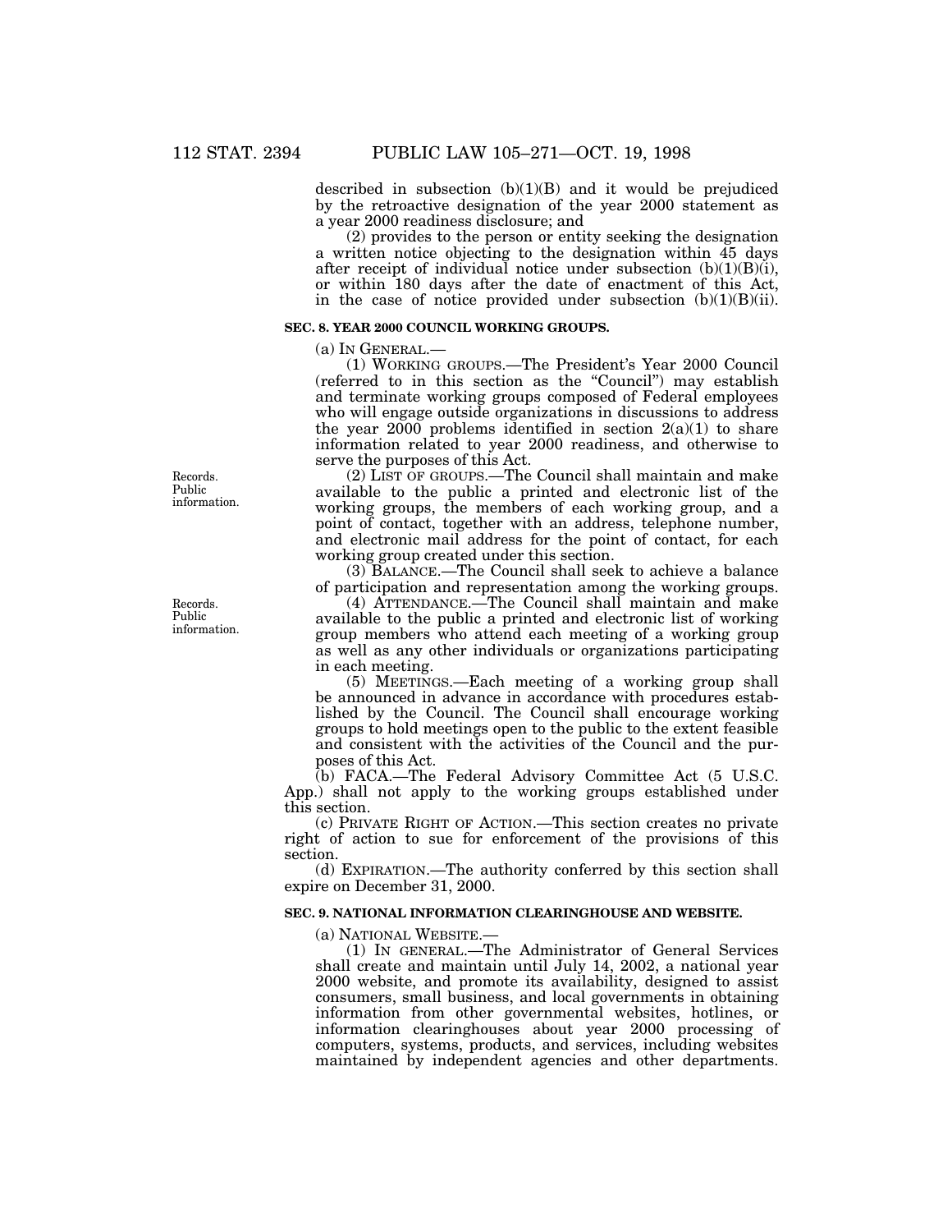described in subsection (b)(1)(B) and it would be prejudiced by the retroactive designation of the year 2000 statement as a year 2000 readiness disclosure; and

(2) provides to the person or entity seeking the designation a written notice objecting to the designation within 45 days after receipt of individual notice under subsection (b)(1)(B)(i), or within 180 days after the date of enactment of this Act, in the case of notice provided under subsection (b)(1)(B)(ii).

### SEC. 8. YEAR 2000 COUNCIL WORKING GROUPS.

(a) IN GENERAL.—

(1) WORKING GROUPS.—The President's Year 2000 Council (referred to in this section as the "Council") may establish and terminate working groups composed of Federal employees who will engage outside organizations in discussions to address the year 2000 problems identified in section 2(a)(1) to share information related to year 2000 readiness, and otherwise to serve the purposes of this Act.

Records. Public information.

(2) LIST OF GROUPS.—The Council shall maintain and make available to the public a printed and electronic list of the working groups, the members of each working group, and a point of contact, together with an address, telephone number, and electronic mail address for the point of contact, for each working group created under this section.

(3) BALANCE.—The Council shall seek to achieve a balance of participation and representation among the working groups.

Records. Public information.

(4) ATTENDANCE.—The Council shall maintain and make available to the public a printed and electronic list of working group members who attend each meeting of a working group as well as any other individuals or organizations participating in each meeting.

(5) MEETINGS.—Each meeting of a working group shall be announced in advance in accordance with procedures established by the Council. The Council shall encourage working groups to hold meetings open to the public to the extent feasible and consistent with the activities of the Council and the purposes of this Act.

(b) FACA.—The Federal Advisory Committee Act (5 U.S.C. App.) shall not apply to the working groups established under this section.

(c) PRIVATE RIGHT OF ACTION.—This section creates no private right of action to sue for enforcement of the provisions of this section.

(d) EXPIRATION.—The authority conferred by this section shall expire on December 31, 2000.

### SEC. 9. NATIONAL INFORMATION CLEARINGHOUSE AND WEBSITE.

(a) NATIONAL WEBSITE.—

(1) IN GENERAL.—The Administrator of General Services shall create and maintain until July 14, 2002, a national year 2000 website, and promote its availability, designed to assist consumers, small business, and local governments in obtaining information from other governmental websites, hotlines, or information clearinghouses about year 2000 processing of computers, systems, products, and services, including websites maintained by independent agencies and other departments.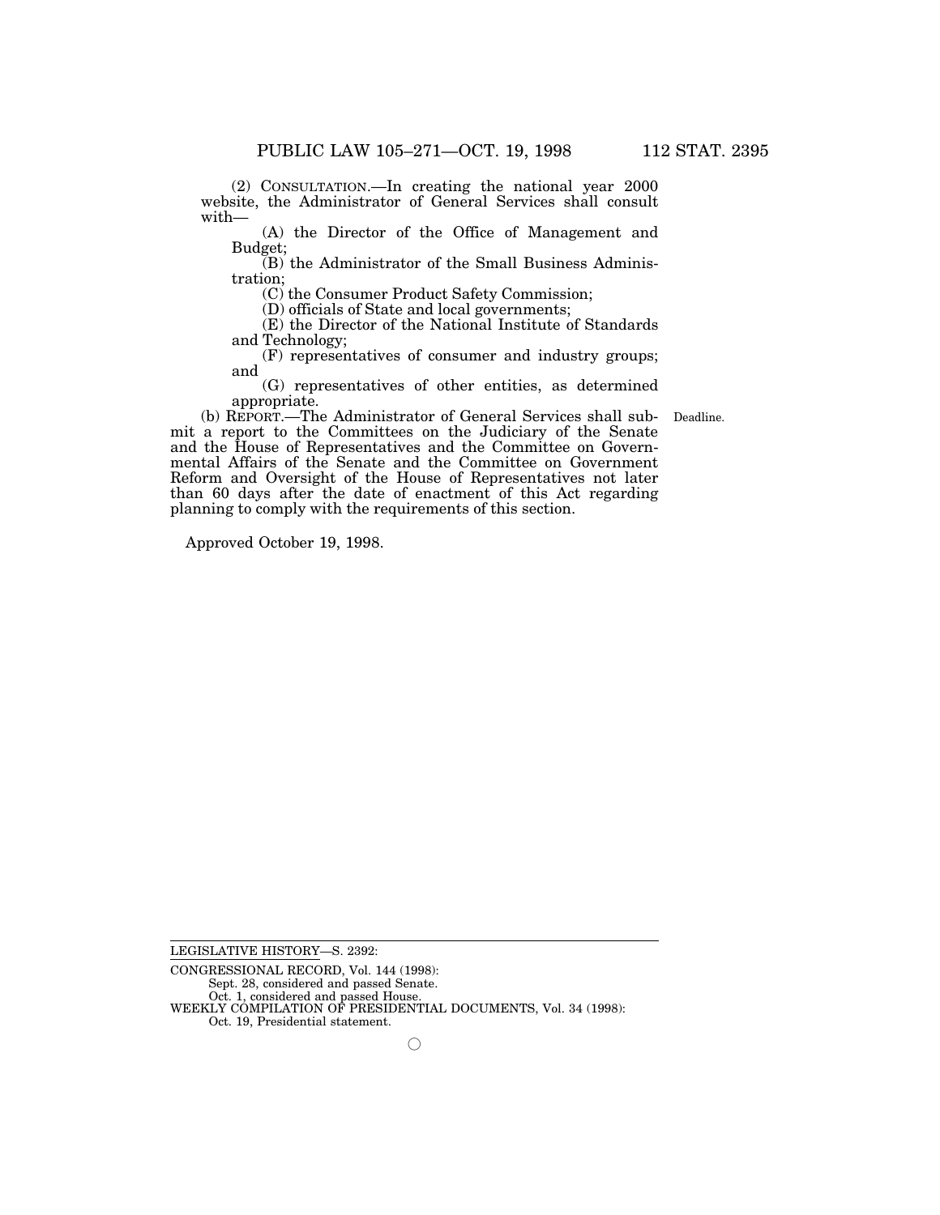(2) CONSULTATION.—In creating the national year 2000 website, the Administrator of General Services shall consult with—

(A) the Director of the Office of Management and Budget;

(B) the Administrator of the Small Business Administration;

(C) the Consumer Product Safety Commission;

(D) officials of State and local governments;

(E) the Director of the National Institute of Standards and Technology;

(F) representatives of consumer and industry groups; and

(G) representatives of other entities, as determined appropriate.

(b) REPORT.—The Administrator of General Services shall submit a report to the Committees on the Judiciary of the Senate and the House of Representatives and the Committee on Governmental Affairs of the Senate and the Committee on Government Reform and Oversight of the House of Representatives not later than 60 days after the date of enactment of this Act regarding planning to comply with the requirements of this section.

Deadline.

Approved October 19, 1998.

---

LEGISLATIVE HISTORY—S. 2392:

CONGRESSIONAL RECORD, Vol. 144 (1998):
- Sept. 28, considered and passed Senate.
- Oct. 1, considered and passed House.

WEEKLY COMPILATION OF PRESIDENTIAL DOCUMENTS, Vol. 34 (1998):
- Oct. 19, Presidential statement.

○